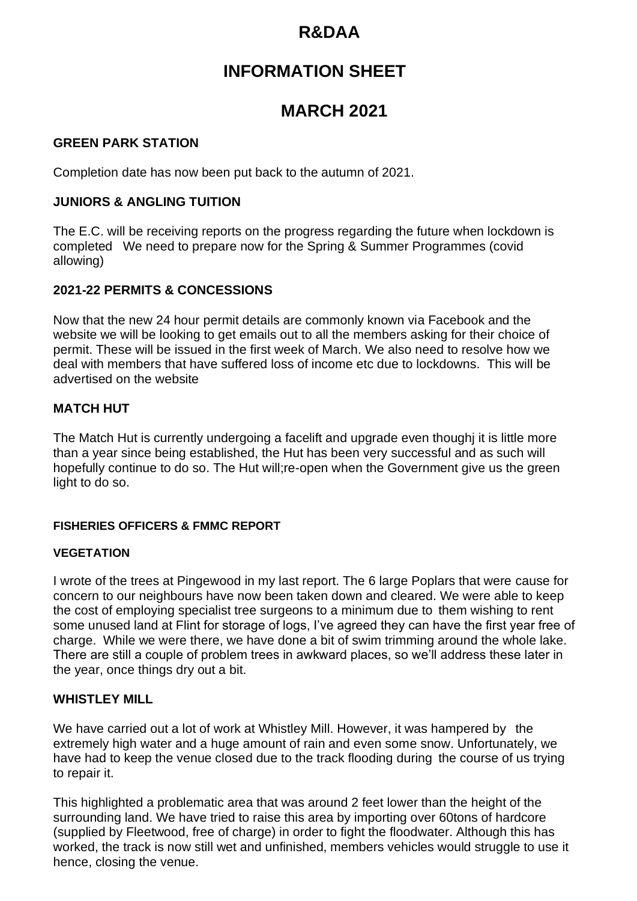# R&DAA

# INFORMATION SHEET

# MARCH 2021

## GREEN PARK STATION

Completion date has now been put back to the autumn of 2021.

## JUNIORS & ANGLING TUITION

The E.C. will be receiving reports on the progress regarding the future when lockdown is completed We need to prepare now for the Spring & Summer Programmes (covid allowing)

## 2021-22 PERMITS & CONCESSIONS

Now that the new 24 hour permit details are commonly known via Facebook and the website we will be looking to get emails out to all the members asking for their choice of permit. These will be issued in the first week of March. We also need to resolve how we deal with members that have suffered loss of income etc due to lockdowns. This will be advertised on the website

## MATCH HUT

The Match Hut is currently undergoing a facelift and upgrade even thoughj it is little more than a year since being established, the Hut has been very successful and as such will hopefully continue to do so. The Hut will;re-open when the Government give us the green light to do so.

### FISHERIES OFFICERS & FMMC REPORT

### VEGETATION

I wrote of the trees at Pingewood in my last report. The 6 large Poplars that were cause for concern to our neighbours have now been taken down and cleared. We were able to keep the cost of employing specialist tree surgeons to a minimum due to them wishing to rent some unused land at Flint for storage of logs, I've agreed they can have the first year free of charge. While we were there, we have done a bit of swim trimming around the whole lake. There are still a couple of problem trees in awkward places, so we'll address these later in the year, once things dry out a bit.

## WHISTLEY MILL

We have carried out a lot of work at Whistley Mill. However, it was hampered by the extremely high water and a huge amount of rain and even some snow. Unfortunately, we have had to keep the venue closed due to the track flooding during the course of us trying to repair it.

This highlighted a problematic area that was around 2 feet lower than the height of the surrounding land. We have tried to raise this area by importing over 60tons of hardcore (supplied by Fleetwood, free of charge) in order to fight the floodwater. Although this has worked, the track is now still wet and unfinished, members vehicles would struggle to use it hence, closing the venue.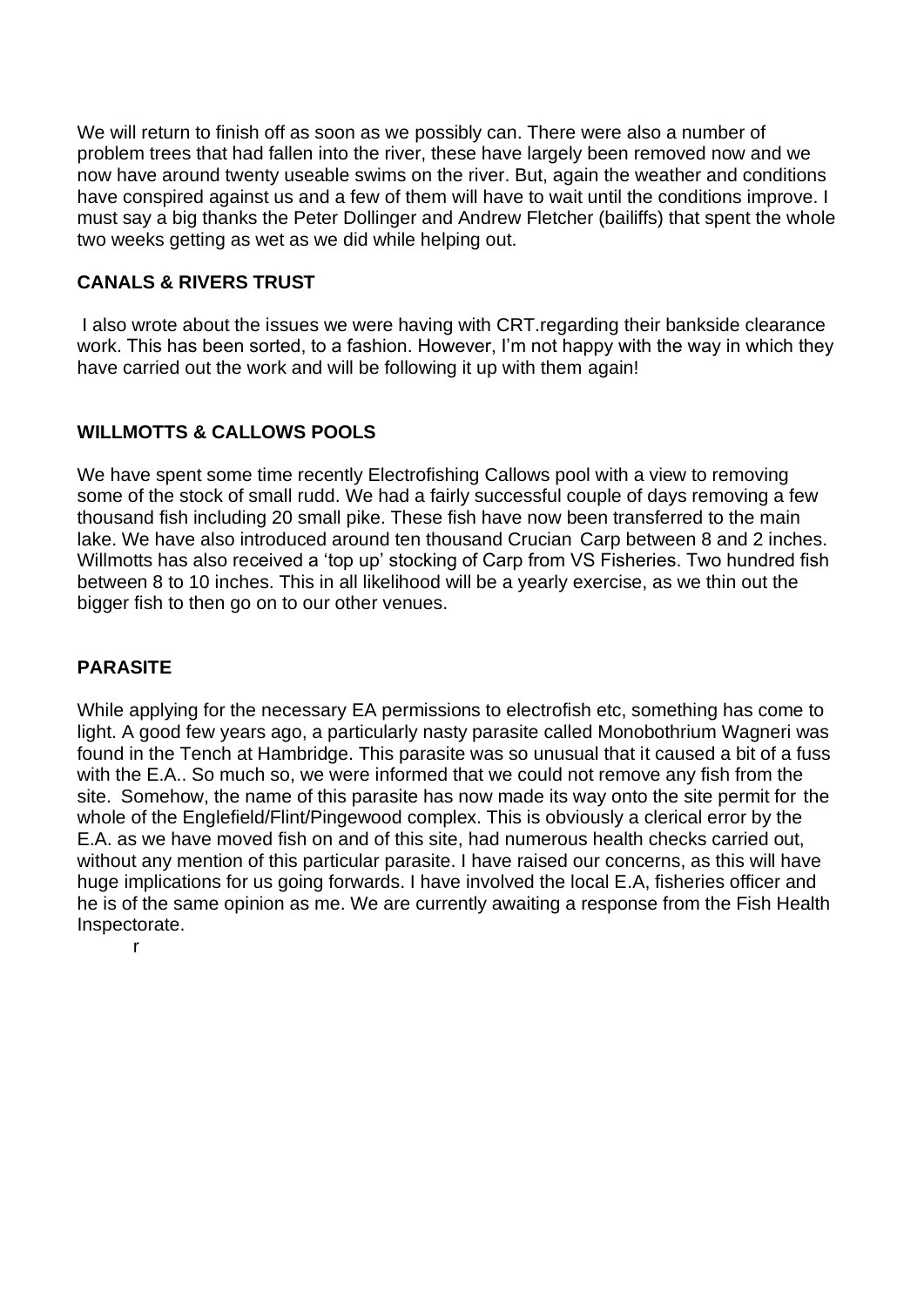We will return to finish off as soon as we possibly can. There were also a number of problem trees that had fallen into the river, these have largely been removed now and we now have around twenty useable swims on the river. But, again the weather and conditions have conspired against us and a few of them will have to wait until the conditions improve. I must say a big thanks the Peter Dollinger and Andrew Fletcher (bailiffs) that spent the whole two weeks getting as wet as we did while helping out.

**CANALS & RIVERS TRUST**

I also wrote about the issues we were having with CRT.regarding their bankside clearance work. This has been sorted, to a fashion. However, I'm not happy with the way in which they have carried out the work and will be following it up with them again!

**WILLMOTTS & CALLOWS POOLS**

We have spent some time recently Electrofishing Callows pool with a view to removing some of the stock of small rudd. We had a fairly successful couple of days removing a few thousand fish including 20 small pike. These fish have now been transferred to the main lake. We have also introduced around ten thousand Crucian Carp between 8 and 2 inches. Willmotts has also received a 'top up' stocking of Carp from VS Fisheries. Two hundred fish between 8 to 10 inches. This in all likelihood will be a yearly exercise, as we thin out the bigger fish to then go on to our other venues.

**PARASITE**

While applying for the necessary EA permissions to electrofish etc, something has come to light. A good few years ago, a particularly nasty parasite called Monobothrium Wagneri was found in the Tench at Hambridge. This parasite was so unusual that it caused a bit of a fuss with the E.A.. So much so, we were informed that we could not remove any fish from the site. Somehow, the name of this parasite has now made its way onto the site permit for the whole of the Englefield/Flint/Pingewood complex. This is obviously a clerical error by the E.A. as we have moved fish on and of this site, had numerous health checks carried out, without any mention of this particular parasite. I have raised our concerns, as this will have huge implications for us going forwards. I have involved the local E.A, fisheries officer and he is of the same opinion as me. We are currently awaiting a response from the Fish Health Inspectorate.

r